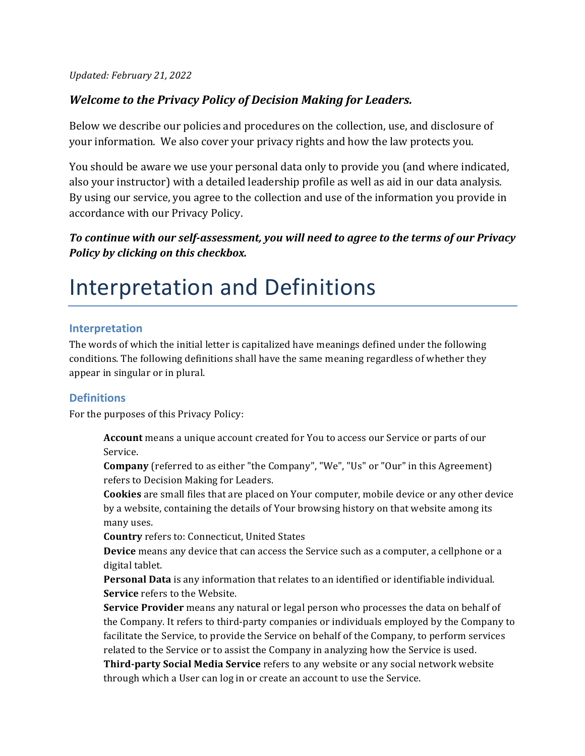*Updated: February 21, 2022*

***Welcome to the Privacy Policy of Decision Making for Leaders.***

Below we describe our policies and procedures on the collection, use, and disclosure of your information. We also cover your privacy rights and how the law protects you.

You should be aware we use your personal data only to provide you (and where indicated, also your instructor) with a detailed leadership profile as well as aid in our data analysis. By using our service, you agree to the collection and use of the information you provide in accordance with our Privacy Policy.

***To continue with our self-assessment, you will need to agree to the terms of our Privacy Policy by clicking on this checkbox.***

# Interpretation and Definitions

## Interpretation

The words of which the initial letter is capitalized have meanings defined under the following conditions. The following definitions shall have the same meaning regardless of whether they appear in singular or in plural.

## Definitions

For the purposes of this Privacy Policy:

**Account** means a unique account created for You to access our Service or parts of our Service.

**Company** (referred to as either "the Company", "We", "Us" or "Our" in this Agreement) refers to Decision Making for Leaders.

**Cookies** are small files that are placed on Your computer, mobile device or any other device by a website, containing the details of Your browsing history on that website among its many uses.

**Country** refers to: Connecticut, United States

**Device** means any device that can access the Service such as a computer, a cellphone or a digital tablet.

**Personal Data** is any information that relates to an identified or identifiable individual.

**Service** refers to the Website.

**Service Provider** means any natural or legal person who processes the data on behalf of the Company. It refers to third-party companies or individuals employed by the Company to facilitate the Service, to provide the Service on behalf of the Company, to perform services related to the Service or to assist the Company in analyzing how the Service is used.

**Third-party Social Media Service** refers to any website or any social network website through which a User can log in or create an account to use the Service.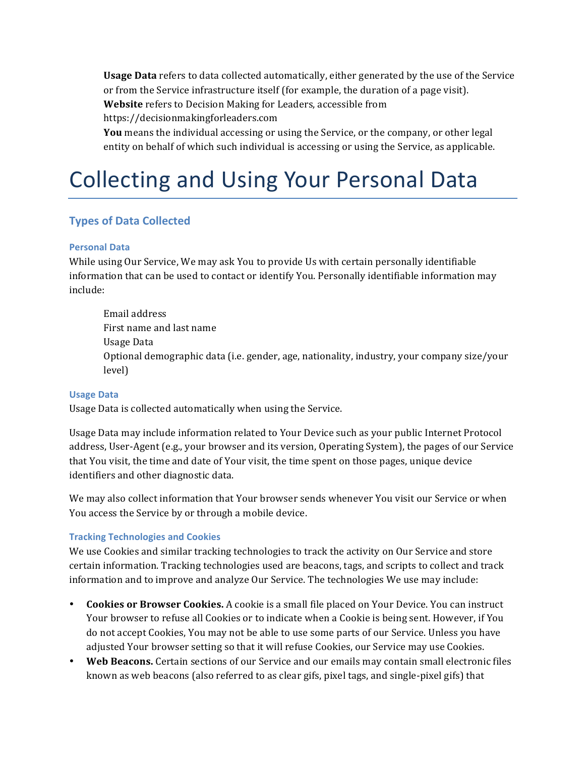**Usage Data** refers to data collected automatically, either generated by the use of the Service or from the Service infrastructure itself (for example, the duration of a page visit).

**Website** refers to Decision Making for Leaders, accessible from https://decisionmakingforleaders.com

**You** means the individual accessing or using the Service, or the company, or other legal entity on behalf of which such individual is accessing or using the Service, as applicable.

# Collecting and Using Your Personal Data

## Types of Data Collected

### Personal Data

While using Our Service, We may ask You to provide Us with certain personally identifiable information that can be used to contact or identify You. Personally identifiable information may include:

- Email address
- First name and last name
- Usage Data
- Optional demographic data (i.e. gender, age, nationality, industry, your company size/your level)

### Usage Data

Usage Data is collected automatically when using the Service.

Usage Data may include information related to Your Device such as your public Internet Protocol address, User-Agent (e.g., your browser and its version, Operating System), the pages of our Service that You visit, the time and date of Your visit, the time spent on those pages, unique device identifiers and other diagnostic data.

We may also collect information that Your browser sends whenever You visit our Service or when You access the Service by or through a mobile device.

### Tracking Technologies and Cookies

We use Cookies and similar tracking technologies to track the activity on Our Service and store certain information. Tracking technologies used are beacons, tags, and scripts to collect and track information and to improve and analyze Our Service. The technologies We use may include:

- **Cookies or Browser Cookies.** A cookie is a small file placed on Your Device. You can instruct Your browser to refuse all Cookies or to indicate when a Cookie is being sent. However, if You do not accept Cookies, You may not be able to use some parts of our Service. Unless you have adjusted Your browser setting so that it will refuse Cookies, our Service may use Cookies.
- **Web Beacons.** Certain sections of our Service and our emails may contain small electronic files known as web beacons (also referred to as clear gifs, pixel tags, and single-pixel gifs) that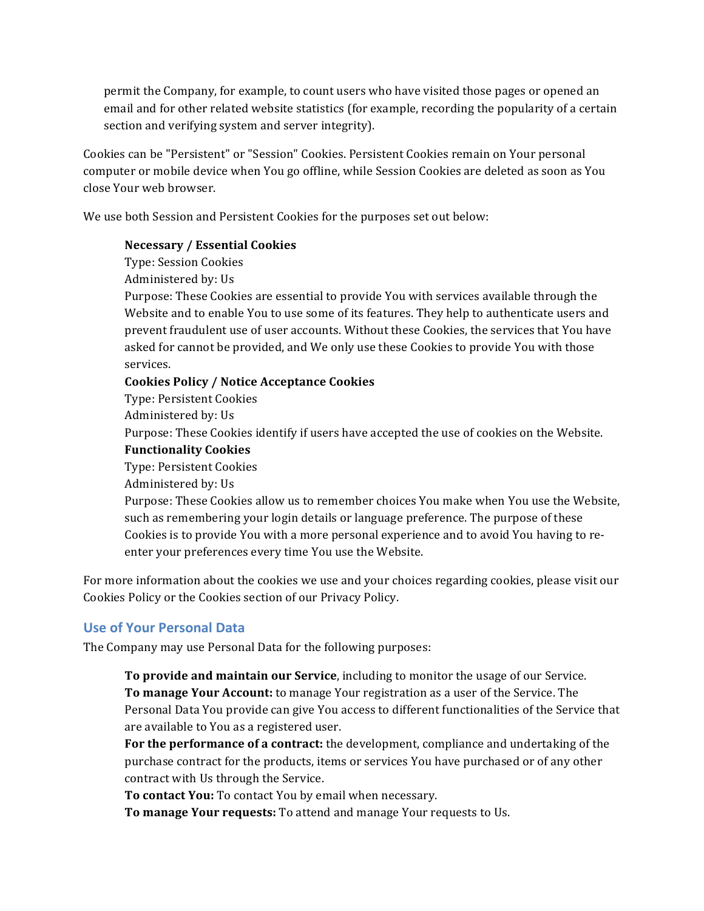permit the Company, for example, to count users who have visited those pages or opened an email and for other related website statistics (for example, recording the popularity of a certain section and verifying system and server integrity).

Cookies can be "Persistent" or "Session" Cookies. Persistent Cookies remain on Your personal computer or mobile device when You go offline, while Session Cookies are deleted as soon as You close Your web browser.

We use both Session and Persistent Cookies for the purposes set out below:

**Necessary / Essential Cookies**
Type: Session Cookies
Administered by: Us
Purpose: These Cookies are essential to provide You with services available through the Website and to enable You to use some of its features. They help to authenticate users and prevent fraudulent use of user accounts. Without these Cookies, the services that You have asked for cannot be provided, and We only use these Cookies to provide You with those services.

**Cookies Policy / Notice Acceptance Cookies**
Type: Persistent Cookies
Administered by: Us
Purpose: These Cookies identify if users have accepted the use of cookies on the Website.

**Functionality Cookies**
Type: Persistent Cookies
Administered by: Us
Purpose: These Cookies allow us to remember choices You make when You use the Website, such as remembering your login details or language preference. The purpose of these Cookies is to provide You with a more personal experience and to avoid You having to re-enter your preferences every time You use the Website.

For more information about the cookies we use and your choices regarding cookies, please visit our Cookies Policy or the Cookies section of our Privacy Policy.

## Use of Your Personal Data

The Company may use Personal Data for the following purposes:

**To provide and maintain our Service**, including to monitor the usage of our Service.

**To manage Your Account:** to manage Your registration as a user of the Service. The Personal Data You provide can give You access to different functionalities of the Service that are available to You as a registered user.

**For the performance of a contract:** the development, compliance and undertaking of the purchase contract for the products, items or services You have purchased or of any other contract with Us through the Service.

**To contact You:** To contact You by email when necessary.

**To manage Your requests:** To attend and manage Your requests to Us.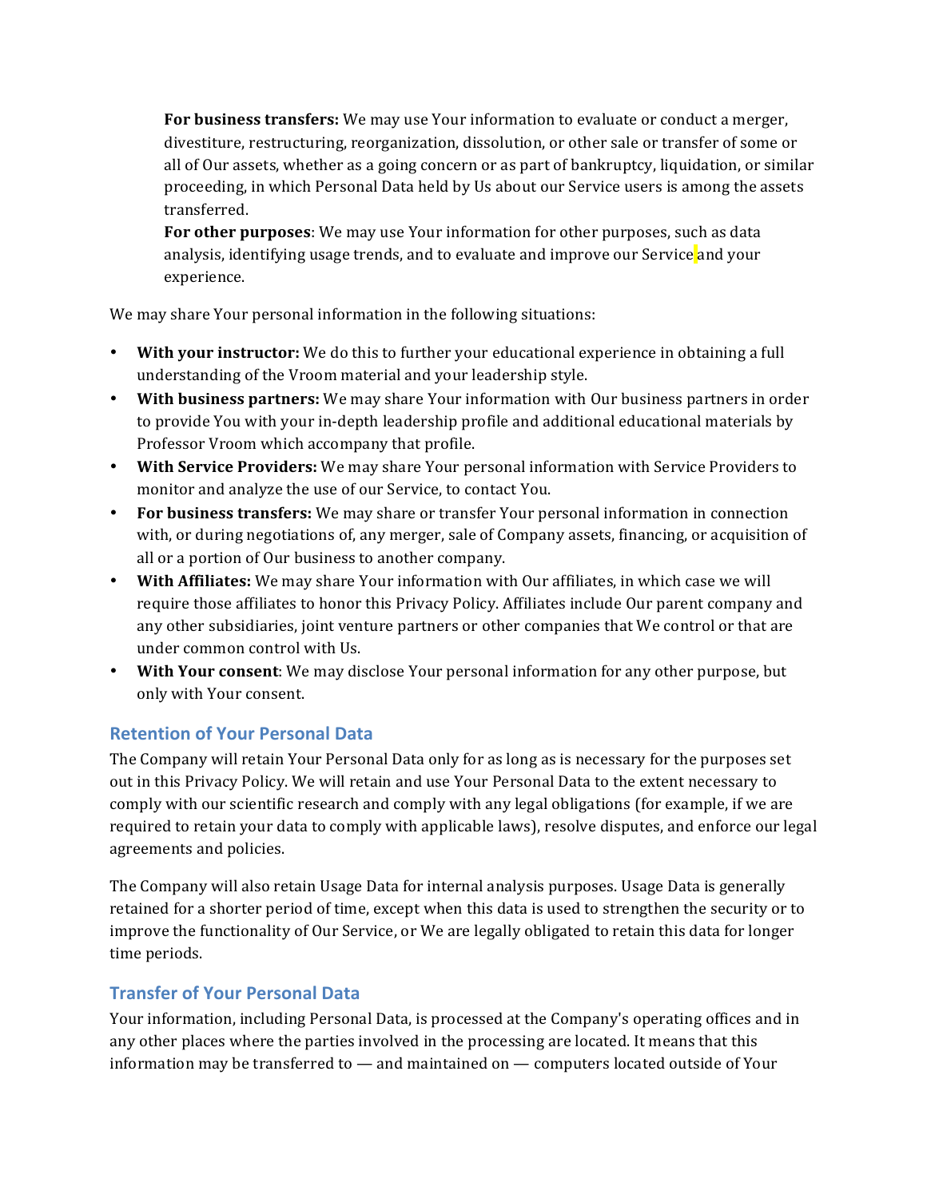**For business transfers:** We may use Your information to evaluate or conduct a merger, divestiture, restructuring, reorganization, dissolution, or other sale or transfer of some or all of Our assets, whether as a going concern or as part of bankruptcy, liquidation, or similar proceeding, in which Personal Data held by Us about our Service users is among the assets transferred.

**For other purposes**: We may use Your information for other purposes, such as data analysis, identifying usage trends, and to evaluate and improve our Service and your experience.

We may share Your personal information in the following situations:

- **With your instructor:** We do this to further your educational experience in obtaining a full understanding of the Vroom material and your leadership style.
- **With business partners:** We may share Your information with Our business partners in order to provide You with your in-depth leadership profile and additional educational materials by Professor Vroom which accompany that profile.
- **With Service Providers:** We may share Your personal information with Service Providers to monitor and analyze the use of our Service, to contact You.
- **For business transfers:** We may share or transfer Your personal information in connection with, or during negotiations of, any merger, sale of Company assets, financing, or acquisition of all or a portion of Our business to another company.
- **With Affiliates:** We may share Your information with Our affiliates, in which case we will require those affiliates to honor this Privacy Policy. Affiliates include Our parent company and any other subsidiaries, joint venture partners or other companies that We control or that are under common control with Us.
- **With Your consent**: We may disclose Your personal information for any other purpose, but only with Your consent.

## Retention of Your Personal Data

The Company will retain Your Personal Data only for as long as is necessary for the purposes set out in this Privacy Policy. We will retain and use Your Personal Data to the extent necessary to comply with our scientific research and comply with any legal obligations (for example, if we are required to retain your data to comply with applicable laws), resolve disputes, and enforce our legal agreements and policies.

The Company will also retain Usage Data for internal analysis purposes. Usage Data is generally retained for a shorter period of time, except when this data is used to strengthen the security or to improve the functionality of Our Service, or We are legally obligated to retain this data for longer time periods.

## Transfer of Your Personal Data

Your information, including Personal Data, is processed at the Company's operating offices and in any other places where the parties involved in the processing are located. It means that this information may be transferred to — and maintained on — computers located outside of Your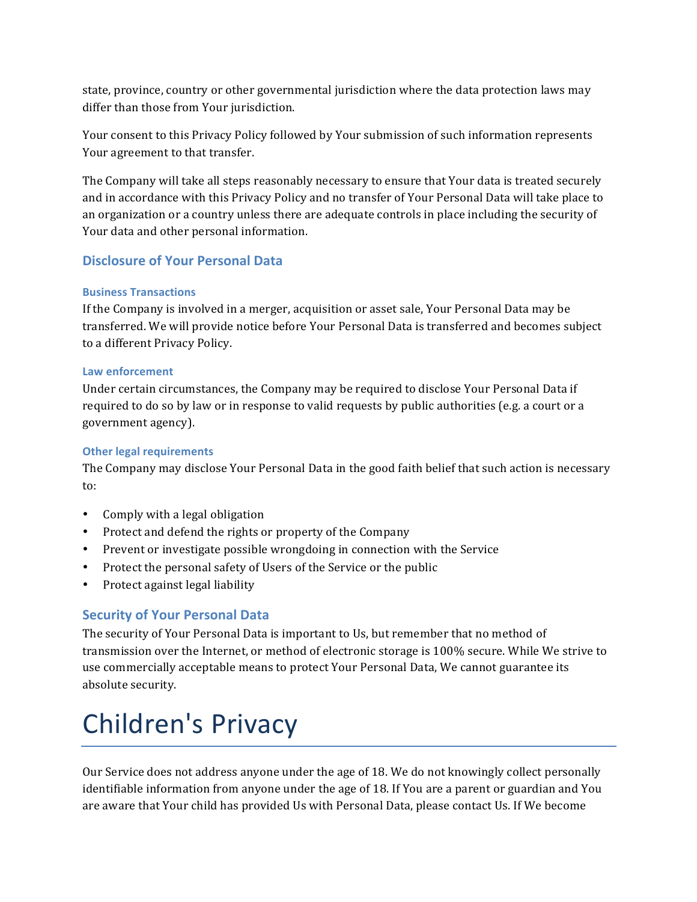state, province, country or other governmental jurisdiction where the data protection laws may differ than those from Your jurisdiction.

Your consent to this Privacy Policy followed by Your submission of such information represents Your agreement to that transfer.

The Company will take all steps reasonably necessary to ensure that Your data is treated securely and in accordance with this Privacy Policy and no transfer of Your Personal Data will take place to an organization or a country unless there are adequate controls in place including the security of Your data and other personal information.

## Disclosure of Your Personal Data

### Business Transactions

If the Company is involved in a merger, acquisition or asset sale, Your Personal Data may be transferred. We will provide notice before Your Personal Data is transferred and becomes subject to a different Privacy Policy.

### Law enforcement

Under certain circumstances, the Company may be required to disclose Your Personal Data if required to do so by law or in response to valid requests by public authorities (e.g. a court or a government agency).

### Other legal requirements

The Company may disclose Your Personal Data in the good faith belief that such action is necessary to:

- Comply with a legal obligation
- Protect and defend the rights or property of the Company
- Prevent or investigate possible wrongdoing in connection with the Service
- Protect the personal safety of Users of the Service or the public
- Protect against legal liability

## Security of Your Personal Data

The security of Your Personal Data is important to Us, but remember that no method of transmission over the Internet, or method of electronic storage is 100% secure. While We strive to use commercially acceptable means to protect Your Personal Data, We cannot guarantee its absolute security.

# Children's Privacy

Our Service does not address anyone under the age of 18. We do not knowingly collect personally identifiable information from anyone under the age of 18. If You are a parent or guardian and You are aware that Your child has provided Us with Personal Data, please contact Us. If We become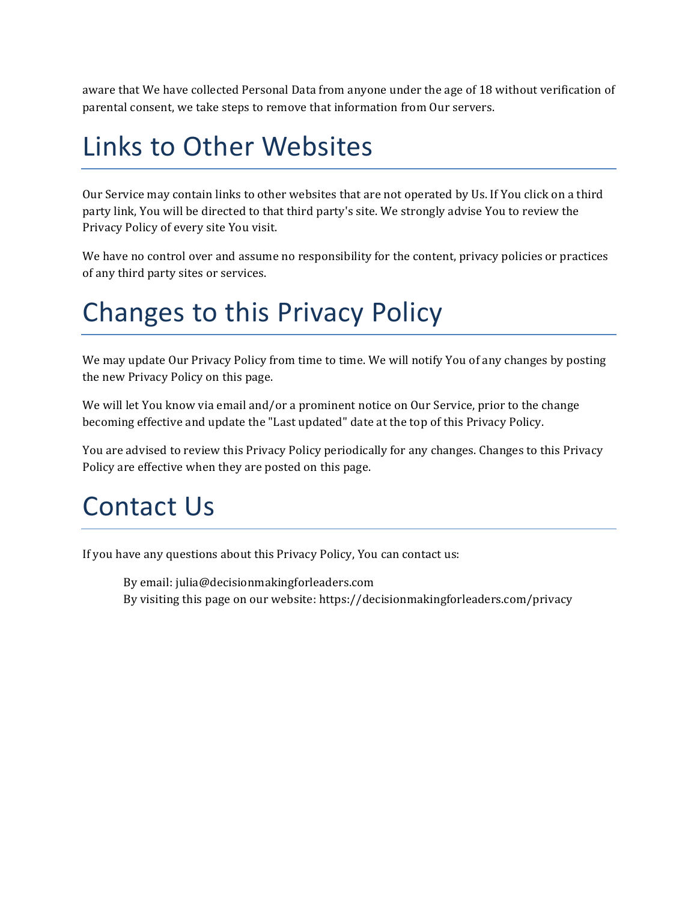aware that We have collected Personal Data from anyone under the age of 18 without verification of parental consent, we take steps to remove that information from Our servers.

# Links to Other Websites

Our Service may contain links to other websites that are not operated by Us. If You click on a third party link, You will be directed to that third party's site. We strongly advise You to review the Privacy Policy of every site You visit.

We have no control over and assume no responsibility for the content, privacy policies or practices of any third party sites or services.

# Changes to this Privacy Policy

We may update Our Privacy Policy from time to time. We will notify You of any changes by posting the new Privacy Policy on this page.

We will let You know via email and/or a prominent notice on Our Service, prior to the change becoming effective and update the "Last updated" date at the top of this Privacy Policy.

You are advised to review this Privacy Policy periodically for any changes. Changes to this Privacy Policy are effective when they are posted on this page.

# Contact Us

If you have any questions about this Privacy Policy, You can contact us:

By email: julia@decisionmakingforleaders.com
By visiting this page on our website: https://decisionmakingforleaders.com/privacy